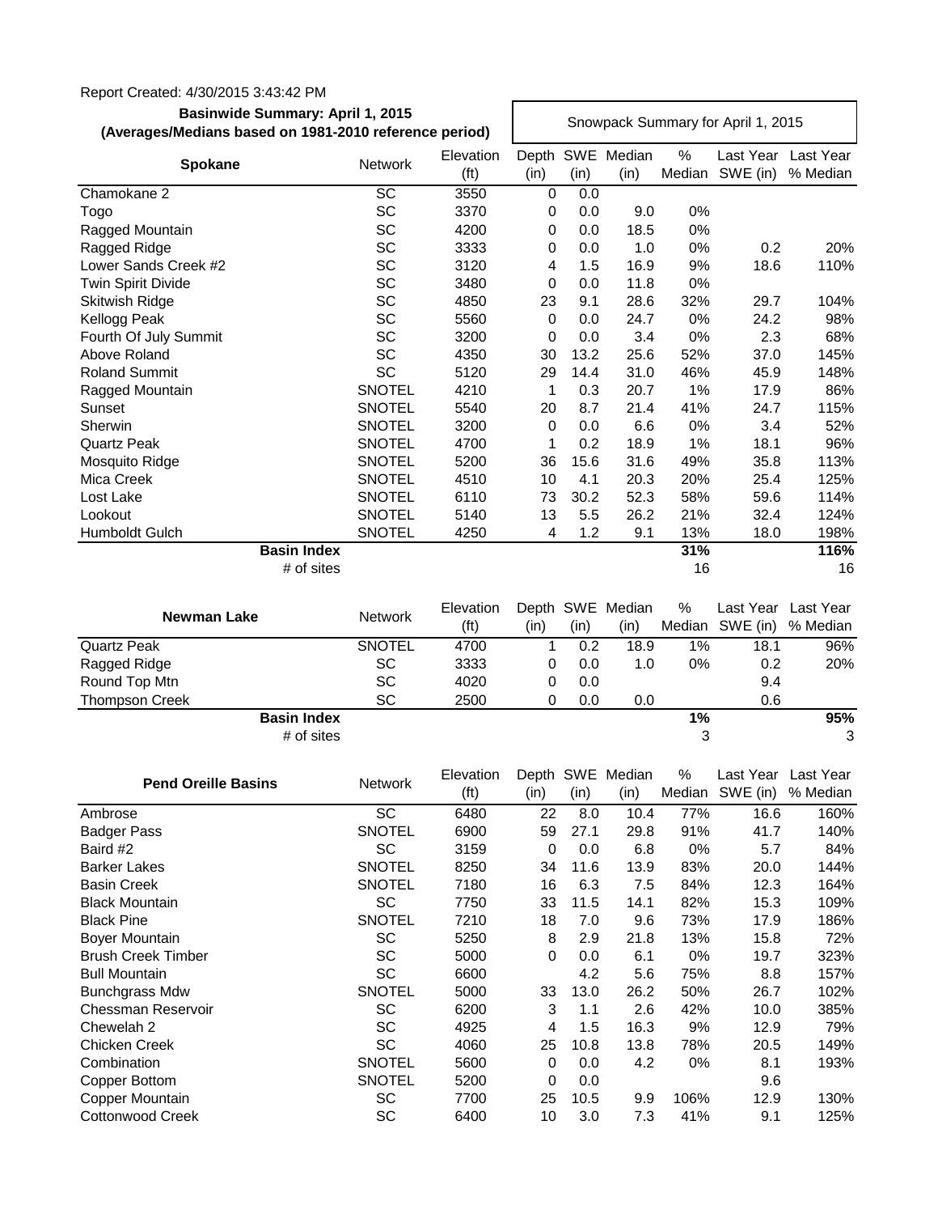Report Created: 4/30/2015 3:43:42 PM

**Basinwide Summary: April 1, 2015**
**(Averages/Medians based on 1981-2010 reference period)**

Snowpack Summary for April 1, 2015

| Spokane | Network | Elevation (ft) | Depth (in) | SWE (in) | Median (in) | % Median | Last Year SWE (in) | Last Year % Median |
|---|---|---|---|---|---|---|---|---|
| Chamokane 2 | SC | 3550 | 0 | 0.0 | | | | |
| Togo | SC | 3370 | 0 | 0.0 | 9.0 | 0% | | |
| Ragged Mountain | SC | 4200 | 0 | 0.0 | 18.5 | 0% | | |
| Ragged Ridge | SC | 3333 | 0 | 0.0 | 1.0 | 0% | 0.2 | 20% |
| Lower Sands Creek #2 | SC | 3120 | 4 | 1.5 | 16.9 | 9% | 18.6 | 110% |
| Twin Spirit Divide | SC | 3480 | 0 | 0.0 | 11.8 | 0% | | |
| Skitwish Ridge | SC | 4850 | 23 | 9.1 | 28.6 | 32% | 29.7 | 104% |
| Kellogg Peak | SC | 5560 | 0 | 0.0 | 24.7 | 0% | 24.2 | 98% |
| Fourth Of July Summit | SC | 3200 | 0 | 0.0 | 3.4 | 0% | 2.3 | 68% |
| Above Roland | SC | 4350 | 30 | 13.2 | 25.6 | 52% | 37.0 | 145% |
| Roland Summit | SC | 5120 | 29 | 14.4 | 31.0 | 46% | 45.9 | 148% |
| Ragged Mountain | SNOTEL | 4210 | 1 | 0.3 | 20.7 | 1% | 17.9 | 86% |
| Sunset | SNOTEL | 5540 | 20 | 8.7 | 21.4 | 41% | 24.7 | 115% |
| Sherwin | SNOTEL | 3200 | 0 | 0.0 | 6.6 | 0% | 3.4 | 52% |
| Quartz Peak | SNOTEL | 4700 | 1 | 0.2 | 18.9 | 1% | 18.1 | 96% |
| Mosquito Ridge | SNOTEL | 5200 | 36 | 15.6 | 31.6 | 49% | 35.8 | 113% |
| Mica Creek | SNOTEL | 4510 | 10 | 4.1 | 20.3 | 20% | 25.4 | 125% |
| Lost Lake | SNOTEL | 6110 | 73 | 30.2 | 52.3 | 58% | 59.6 | 114% |
| Lookout | SNOTEL | 5140 | 13 | 5.5 | 26.2 | 21% | 32.4 | 124% |
| Humboldt Gulch | SNOTEL | 4250 | 4 | 1.2 | 9.1 | 13% | 18.0 | 198% |
| **Basin Index** | | | | | | **31%** | | **116%** |
| # of sites | | | | | | 16 | | 16 |

| Newman Lake | Network | Elevation (ft) | Depth (in) | SWE (in) | Median (in) | % Median | Last Year SWE (in) | Last Year % Median |
|---|---|---|---|---|---|---|---|---|
| Quartz Peak | SNOTEL | 4700 | 1 | 0.2 | 18.9 | 1% | 18.1 | 96% |
| Ragged Ridge | SC | 3333 | 0 | 0.0 | 1.0 | 0% | 0.2 | 20% |
| Round Top Mtn | SC | 4020 | 0 | 0.0 | | | 9.4 | |
| Thompson Creek | SC | 2500 | 0 | 0.0 | 0.0 | | 0.6 | |
| **Basin Index** | | | | | | **1%** | | **95%** |
| # of sites | | | | | | 3 | | 3 |

| Pend Oreille Basins | Network | Elevation (ft) | Depth (in) | SWE (in) | Median (in) | % Median | Last Year SWE (in) | Last Year % Median |
|---|---|---|---|---|---|---|---|---|
| Ambrose | SC | 6480 | 22 | 8.0 | 10.4 | 77% | 16.6 | 160% |
| Badger Pass | SNOTEL | 6900 | 59 | 27.1 | 29.8 | 91% | 41.7 | 140% |
| Baird #2 | SC | 3159 | 0 | 0.0 | 6.8 | 0% | 5.7 | 84% |
| Barker Lakes | SNOTEL | 8250 | 34 | 11.6 | 13.9 | 83% | 20.0 | 144% |
| Basin Creek | SNOTEL | 7180 | 16 | 6.3 | 7.5 | 84% | 12.3 | 164% |
| Black Mountain | SC | 7750 | 33 | 11.5 | 14.1 | 82% | 15.3 | 109% |
| Black Pine | SNOTEL | 7210 | 18 | 7.0 | 9.6 | 73% | 17.9 | 186% |
| Boyer Mountain | SC | 5250 | 8 | 2.9 | 21.8 | 13% | 15.8 | 72% |
| Brush Creek Timber | SC | 5000 | 0 | 0.0 | 6.1 | 0% | 19.7 | 323% |
| Bull Mountain | SC | 6600 | | 4.2 | 5.6 | 75% | 8.8 | 157% |
| Bunchgrass Mdw | SNOTEL | 5000 | 33 | 13.0 | 26.2 | 50% | 26.7 | 102% |
| Chessman Reservoir | SC | 6200 | 3 | 1.1 | 2.6 | 42% | 10.0 | 385% |
| Chewelah 2 | SC | 4925 | 4 | 1.5 | 16.3 | 9% | 12.9 | 79% |
| Chicken Creek | SC | 4060 | 25 | 10.8 | 13.8 | 78% | 20.5 | 149% |
| Combination | SNOTEL | 5600 | 0 | 0.0 | 4.2 | 0% | 8.1 | 193% |
| Copper Bottom | SNOTEL | 5200 | 0 | 0.0 | | | 9.6 | |
| Copper Mountain | SC | 7700 | 25 | 10.5 | 9.9 | 106% | 12.9 | 130% |
| Cottonwood Creek | SC | 6400 | 10 | 3.0 | 7.3 | 41% | 9.1 | 125% |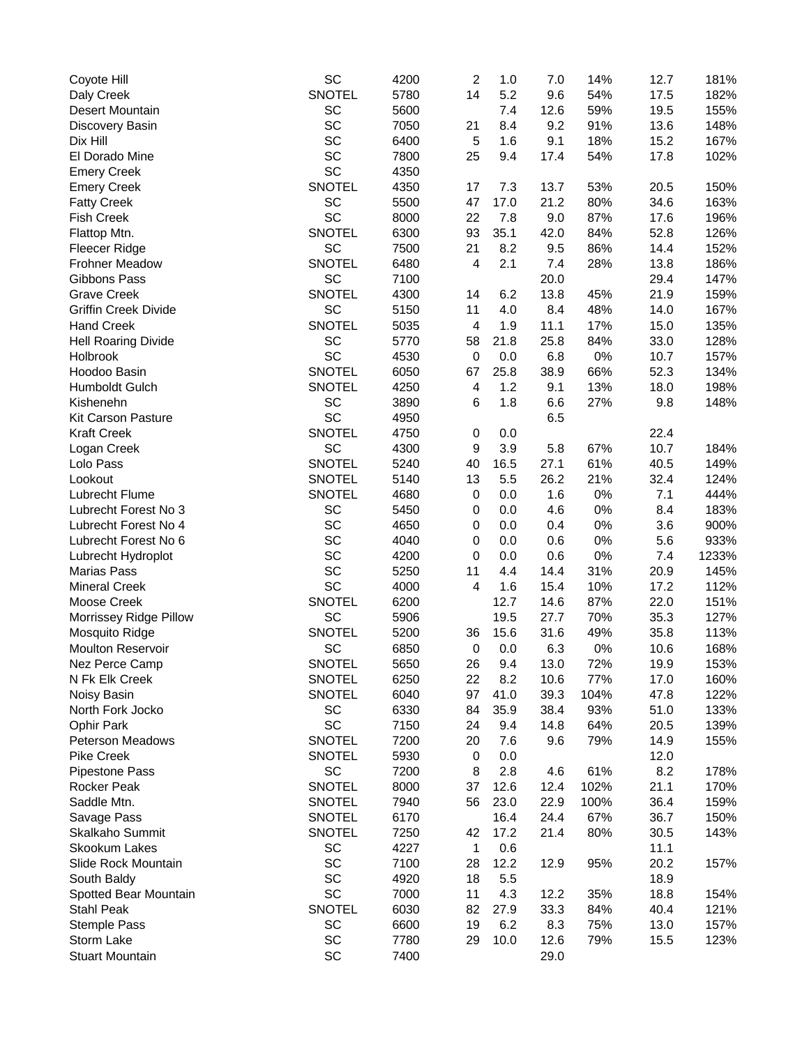| | | | | | | | | |
|---|---|---|---|---|---|---|---|---|
| Coyote Hill | SC | 4200 | 2 | 1.0 | 7.0 | 14% | 12.7 | 181% |
| Daly Creek | SNOTEL | 5780 | 14 | 5.2 | 9.6 | 54% | 17.5 | 182% |
| Desert Mountain | SC | 5600 | | 7.4 | 12.6 | 59% | 19.5 | 155% |
| Discovery Basin | SC | 7050 | 21 | 8.4 | 9.2 | 91% | 13.6 | 148% |
| Dix Hill | SC | 6400 | 5 | 1.6 | 9.1 | 18% | 15.2 | 167% |
| El Dorado Mine | SC | 7800 | 25 | 9.4 | 17.4 | 54% | 17.8 | 102% |
| Emery Creek | SC | 4350 | | | | | | |
| Emery Creek | SNOTEL | 4350 | 17 | 7.3 | 13.7 | 53% | 20.5 | 150% |
| Fatty Creek | SC | 5500 | 47 | 17.0 | 21.2 | 80% | 34.6 | 163% |
| Fish Creek | SC | 8000 | 22 | 7.8 | 9.0 | 87% | 17.6 | 196% |
| Flattop Mtn. | SNOTEL | 6300 | 93 | 35.1 | 42.0 | 84% | 52.8 | 126% |
| Fleecer Ridge | SC | 7500 | 21 | 8.2 | 9.5 | 86% | 14.4 | 152% |
| Frohner Meadow | SNOTEL | 6480 | 4 | 2.1 | 7.4 | 28% | 13.8 | 186% |
| Gibbons Pass | SC | 7100 | | | 20.0 | | 29.4 | 147% |
| Grave Creek | SNOTEL | 4300 | 14 | 6.2 | 13.8 | 45% | 21.9 | 159% |
| Griffin Creek Divide | SC | 5150 | 11 | 4.0 | 8.4 | 48% | 14.0 | 167% |
| Hand Creek | SNOTEL | 5035 | 4 | 1.9 | 11.1 | 17% | 15.0 | 135% |
| Hell Roaring Divide | SC | 5770 | 58 | 21.8 | 25.8 | 84% | 33.0 | 128% |
| Holbrook | SC | 4530 | 0 | 0.0 | 6.8 | 0% | 10.7 | 157% |
| Hoodoo Basin | SNOTEL | 6050 | 67 | 25.8 | 38.9 | 66% | 52.3 | 134% |
| Humboldt Gulch | SNOTEL | 4250 | 4 | 1.2 | 9.1 | 13% | 18.0 | 198% |
| Kishenehn | SC | 3890 | 6 | 1.8 | 6.6 | 27% | 9.8 | 148% |
| Kit Carson Pasture | SC | 4950 | | | 6.5 | | | |
| Kraft Creek | SNOTEL | 4750 | 0 | 0.0 | | | 22.4 | |
| Logan Creek | SC | 4300 | 9 | 3.9 | 5.8 | 67% | 10.7 | 184% |
| Lolo Pass | SNOTEL | 5240 | 40 | 16.5 | 27.1 | 61% | 40.5 | 149% |
| Lookout | SNOTEL | 5140 | 13 | 5.5 | 26.2 | 21% | 32.4 | 124% |
| Lubrecht Flume | SNOTEL | 4680 | 0 | 0.0 | 1.6 | 0% | 7.1 | 444% |
| Lubrecht Forest No 3 | SC | 5450 | 0 | 0.0 | 4.6 | 0% | 8.4 | 183% |
| Lubrecht Forest No 4 | SC | 4650 | 0 | 0.0 | 0.4 | 0% | 3.6 | 900% |
| Lubrecht Forest No 6 | SC | 4040 | 0 | 0.0 | 0.6 | 0% | 5.6 | 933% |
| Lubrecht Hydroplot | SC | 4200 | 0 | 0.0 | 0.6 | 0% | 7.4 | 1233% |
| Marias Pass | SC | 5250 | 11 | 4.4 | 14.4 | 31% | 20.9 | 145% |
| Mineral Creek | SC | 4000 | 4 | 1.6 | 15.4 | 10% | 17.2 | 112% |
| Moose Creek | SNOTEL | 6200 | | 12.7 | 14.6 | 87% | 22.0 | 151% |
| Morrissey Ridge Pillow | SC | 5906 | | 19.5 | 27.7 | 70% | 35.3 | 127% |
| Mosquito Ridge | SNOTEL | 5200 | 36 | 15.6 | 31.6 | 49% | 35.8 | 113% |
| Moulton Reservoir | SC | 6850 | 0 | 0.0 | 6.3 | 0% | 10.6 | 168% |
| Nez Perce Camp | SNOTEL | 5650 | 26 | 9.4 | 13.0 | 72% | 19.9 | 153% |
| N Fk Elk Creek | SNOTEL | 6250 | 22 | 8.2 | 10.6 | 77% | 17.0 | 160% |
| Noisy Basin | SNOTEL | 6040 | 97 | 41.0 | 39.3 | 104% | 47.8 | 122% |
| North Fork Jocko | SC | 6330 | 84 | 35.9 | 38.4 | 93% | 51.0 | 133% |
| Ophir Park | SC | 7150 | 24 | 9.4 | 14.8 | 64% | 20.5 | 139% |
| Peterson Meadows | SNOTEL | 7200 | 20 | 7.6 | 9.6 | 79% | 14.9 | 155% |
| Pike Creek | SNOTEL | 5930 | 0 | 0.0 | | | 12.0 | |
| Pipestone Pass | SC | 7200 | 8 | 2.8 | 4.6 | 61% | 8.2 | 178% |
| Rocker Peak | SNOTEL | 8000 | 37 | 12.6 | 12.4 | 102% | 21.1 | 170% |
| Saddle Mtn. | SNOTEL | 7940 | 56 | 23.0 | 22.9 | 100% | 36.4 | 159% |
| Savage Pass | SNOTEL | 6170 | | 16.4 | 24.4 | 67% | 36.7 | 150% |
| Skalkaho Summit | SNOTEL | 7250 | 42 | 17.2 | 21.4 | 80% | 30.5 | 143% |
| Skookum Lakes | SC | 4227 | 1 | 0.6 | | | 11.1 | |
| Slide Rock Mountain | SC | 7100 | 28 | 12.2 | 12.9 | 95% | 20.2 | 157% |
| South Baldy | SC | 4920 | 18 | 5.5 | | | 18.9 | |
| Spotted Bear Mountain | SC | 7000 | 11 | 4.3 | 12.2 | 35% | 18.8 | 154% |
| Stahl Peak | SNOTEL | 6030 | 82 | 27.9 | 33.3 | 84% | 40.4 | 121% |
| Stemple Pass | SC | 6600 | 19 | 6.2 | 8.3 | 75% | 13.0 | 157% |
| Storm Lake | SC | 7780 | 29 | 10.0 | 12.6 | 79% | 15.5 | 123% |
| Stuart Mountain | SC | 7400 | | | 29.0 | | | |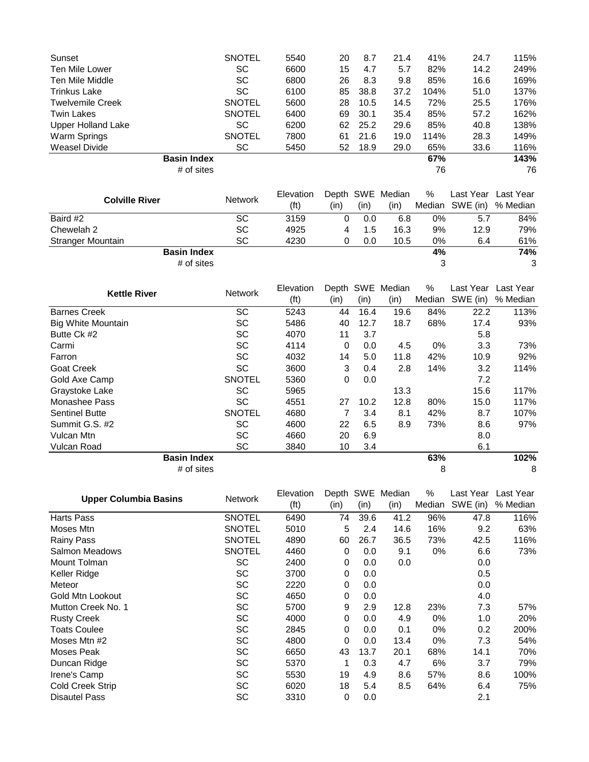| | Network | Elevation (ft) | Depth (in) | SWE (in) | Median (in) | % Median | Last Year SWE (in) | Last Year % Median |
|---|---|---|---|---|---|---|---|---|
| Sunset | SNOTEL | 5540 | 20 | 8.7 | 21.4 | 41% | 24.7 | 115% |
| Ten Mile Lower | SC | 6600 | 15 | 4.7 | 5.7 | 82% | 14.2 | 249% |
| Ten Mile Middle | SC | 6800 | 26 | 8.3 | 9.8 | 85% | 16.6 | 169% |
| Trinkus Lake | SC | 6100 | 85 | 38.8 | 37.2 | 104% | 51.0 | 137% |
| Twelvemile Creek | SNOTEL | 5600 | 28 | 10.5 | 14.5 | 72% | 25.5 | 176% |
| Twin Lakes | SNOTEL | 6400 | 69 | 30.1 | 35.4 | 85% | 57.2 | 162% |
| Upper Holland Lake | SC | 6200 | 62 | 25.2 | 29.6 | 85% | 40.8 | 138% |
| Warm Springs | SNOTEL | 7800 | 61 | 21.6 | 19.0 | 114% | 28.3 | 149% |
| Weasel Divide | SC | 5450 | 52 | 18.9 | 29.0 | 65% | 33.6 | 116% |
| **Basin Index** | | | | | | **67%** | | **143%** |
| # of sites | | | | | | 76 | | 76 |

| **Colville River** | Network | Elevation (ft) | Depth (in) | SWE (in) | Median (in) | % Median | Last Year SWE (in) | Last Year % Median |
|---|---|---|---|---|---|---|---|---|
| Baird #2 | SC | 3159 | 0 | 0.0 | 6.8 | 0% | 5.7 | 84% |
| Chewelah 2 | SC | 4925 | 4 | 1.5 | 16.3 | 9% | 12.9 | 79% |
| Stranger Mountain | SC | 4230 | 0 | 0.0 | 10.5 | 0% | 6.4 | 61% |
| **Basin Index** | | | | | | **4%** | | **74%** |
| # of sites | | | | | | 3 | | 3 |

| **Kettle River** | Network | Elevation (ft) | Depth (in) | SWE (in) | Median (in) | % Median | Last Year SWE (in) | Last Year % Median |
|---|---|---|---|---|---|---|---|---|
| Barnes Creek | SC | 5243 | 44 | 16.4 | 19.6 | 84% | 22.2 | 113% |
| Big White Mountain | SC | 5486 | 40 | 12.7 | 18.7 | 68% | 17.4 | 93% |
| Butte Ck #2 | SC | 4070 | 11 | 3.7 | | | 5.8 | |
| Carmi | SC | 4114 | 0 | 0.0 | 4.5 | 0% | 3.3 | 73% |
| Farron | SC | 4032 | 14 | 5.0 | 11.8 | 42% | 10.9 | 92% |
| Goat Creek | SC | 3600 | 3 | 0.4 | 2.8 | 14% | 3.2 | 114% |
| Gold Axe Camp | SNOTEL | 5360 | 0 | 0.0 | | | 7.2 | |
| Graystoke Lake | SC | 5965 | | | 13.3 | | 15.6 | 117% |
| Monashee Pass | SC | 4551 | 27 | 10.2 | 12.8 | 80% | 15.0 | 117% |
| Sentinel Butte | SNOTEL | 4680 | 7 | 3.4 | 8.1 | 42% | 8.7 | 107% |
| Summit G.S. #2 | SC | 4600 | 22 | 6.5 | 8.9 | 73% | 8.6 | 97% |
| Vulcan Mtn | SC | 4660 | 20 | 6.9 | | | 8.0 | |
| Vulcan Road | SC | 3840 | 10 | 3.4 | | | 6.1 | |
| **Basin Index** | | | | | | **63%** | | **102%** |
| # of sites | | | | | | 8 | | 8 |

| **Upper Columbia Basins** | Network | Elevation (ft) | Depth (in) | SWE (in) | Median (in) | % Median | Last Year SWE (in) | Last Year % Median |
|---|---|---|---|---|---|---|---|---|
| Harts Pass | SNOTEL | 6490 | 74 | 39.6 | 41.2 | 96% | 47.8 | 116% |
| Moses Mtn | SNOTEL | 5010 | 5 | 2.4 | 14.6 | 16% | 9.2 | 63% |
| Rainy Pass | SNOTEL | 4890 | 60 | 26.7 | 36.5 | 73% | 42.5 | 116% |
| Salmon Meadows | SNOTEL | 4460 | 0 | 0.0 | 9.1 | 0% | 6.6 | 73% |
| Mount Tolman | SC | 2400 | 0 | 0.0 | 0.0 | | 0.0 | |
| Keller Ridge | SC | 3700 | 0 | 0.0 | | | 0.5 | |
| Meteor | SC | 2220 | 0 | 0.0 | | | 0.0 | |
| Gold Mtn Lookout | SC | 4650 | 0 | 0.0 | | | 4.0 | |
| Mutton Creek No. 1 | SC | 5700 | 9 | 2.9 | 12.8 | 23% | 7.3 | 57% |
| Rusty Creek | SC | 4000 | 0 | 0.0 | 4.9 | 0% | 1.0 | 20% |
| Toats Coulee | SC | 2845 | 0 | 0.0 | 0.1 | 0% | 0.2 | 200% |
| Moses Mtn #2 | SC | 4800 | 0 | 0.0 | 13.4 | 0% | 7.3 | 54% |
| Moses Peak | SC | 6650 | 43 | 13.7 | 20.1 | 68% | 14.1 | 70% |
| Duncan Ridge | SC | 5370 | 1 | 0.3 | 4.7 | 6% | 3.7 | 79% |
| Irene's Camp | SC | 5530 | 19 | 4.9 | 8.6 | 57% | 8.6 | 100% |
| Cold Creek Strip | SC | 6020 | 18 | 5.4 | 8.5 | 64% | 6.4 | 75% |
| Disautel Pass | SC | 3310 | 0 | 0.0 | | | 2.1 | |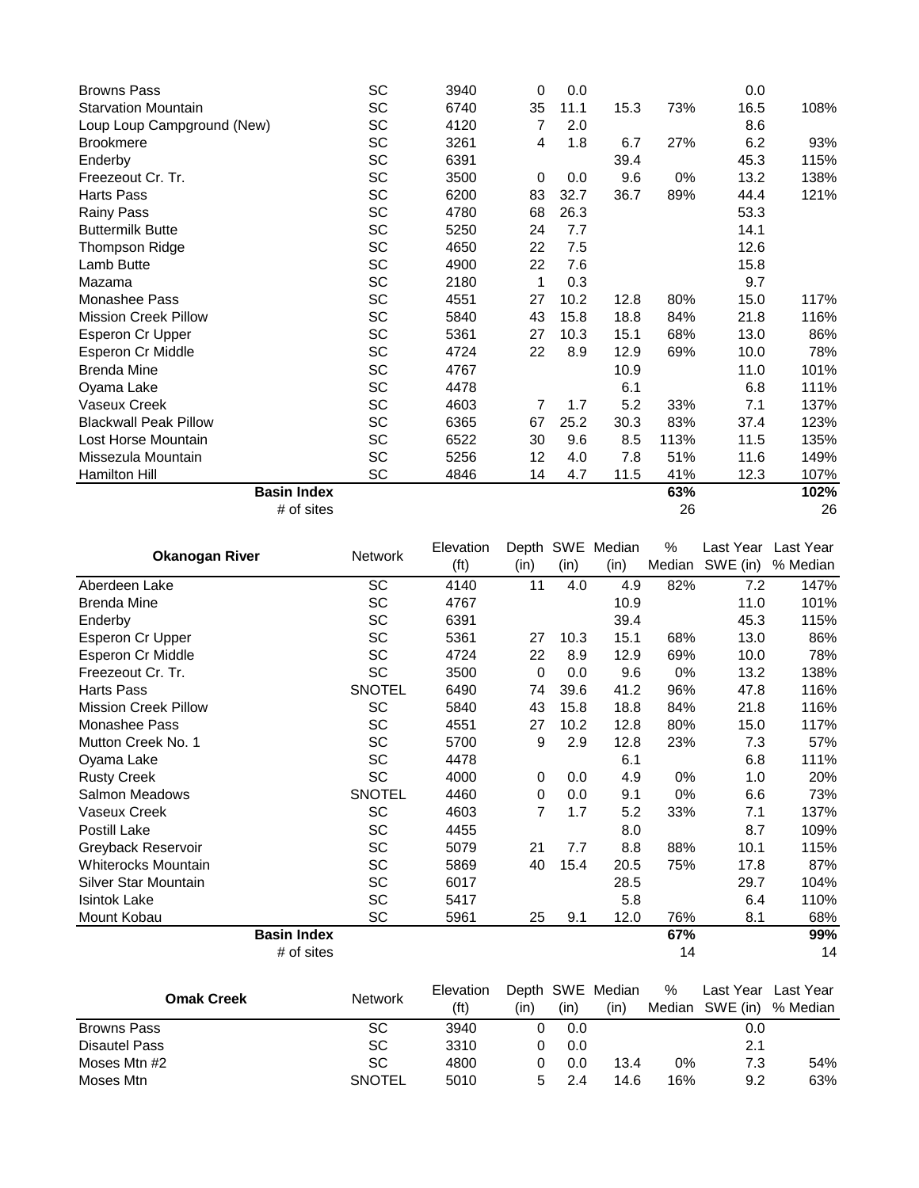| | | | | | | | | |
|---|---|---|---|---|---|---|---|---|
| Browns Pass | SC | 3940 | 0 | 0.0 | | | 0.0 | |
| Starvation Mountain | SC | 6740 | 35 | 11.1 | 15.3 | 73% | 16.5 | 108% |
| Loup Loup Campground (New) | SC | 4120 | 7 | 2.0 | | | 8.6 | |
| Brookmere | SC | 3261 | 4 | 1.8 | 6.7 | 27% | 6.2 | 93% |
| Enderby | SC | 6391 | | | 39.4 | | 45.3 | 115% |
| Freezeout Cr. Tr. | SC | 3500 | 0 | 0.0 | 9.6 | 0% | 13.2 | 138% |
| Harts Pass | SC | 6200 | 83 | 32.7 | 36.7 | 89% | 44.4 | 121% |
| Rainy Pass | SC | 4780 | 68 | 26.3 | | | 53.3 | |
| Buttermilk Butte | SC | 5250 | 24 | 7.7 | | | 14.1 | |
| Thompson Ridge | SC | 4650 | 22 | 7.5 | | | 12.6 | |
| Lamb Butte | SC | 4900 | 22 | 7.6 | | | 15.8 | |
| Mazama | SC | 2180 | 1 | 0.3 | | | 9.7 | |
| Monashee Pass | SC | 4551 | 27 | 10.2 | 12.8 | 80% | 15.0 | 117% |
| Mission Creek Pillow | SC | 5840 | 43 | 15.8 | 18.8 | 84% | 21.8 | 116% |
| Esperon Cr Upper | SC | 5361 | 27 | 10.3 | 15.1 | 68% | 13.0 | 86% |
| Esperon Cr Middle | SC | 4724 | 22 | 8.9 | 12.9 | 69% | 10.0 | 78% |
| Brenda Mine | SC | 4767 | | | 10.9 | | 11.0 | 101% |
| Oyama Lake | SC | 4478 | | | 6.1 | | 6.8 | 111% |
| Vaseux Creek | SC | 4603 | 7 | 1.7 | 5.2 | 33% | 7.1 | 137% |
| Blackwall Peak Pillow | SC | 6365 | 67 | 25.2 | 30.3 | 83% | 37.4 | 123% |
| Lost Horse Mountain | SC | 6522 | 30 | 9.6 | 8.5 | 113% | 11.5 | 135% |
| Missezula Mountain | SC | 5256 | 12 | 4.0 | 7.8 | 51% | 11.6 | 149% |
| Hamilton Hill | SC | 4846 | 14 | 4.7 | 11.5 | 41% | 12.3 | 107% |
| **Basin Index** | | | | | | **63%** | | **102%** |
| # of sites | | | | | | 26 | | 26 |

| Okanogan River | Network | Elevation (ft) | Depth (in) | SWE (in) | Median (in) | % Median | Last Year SWE (in) | Last Year % Median |
|---|---|---|---|---|---|---|---|---|
| Aberdeen Lake | SC | 4140 | 11 | 4.0 | 4.9 | 82% | 7.2 | 147% |
| Brenda Mine | SC | 4767 | | | 10.9 | | 11.0 | 101% |
| Enderby | SC | 6391 | | | 39.4 | | 45.3 | 115% |
| Esperon Cr Upper | SC | 5361 | 27 | 10.3 | 15.1 | 68% | 13.0 | 86% |
| Esperon Cr Middle | SC | 4724 | 22 | 8.9 | 12.9 | 69% | 10.0 | 78% |
| Freezeout Cr. Tr. | SC | 3500 | 0 | 0.0 | 9.6 | 0% | 13.2 | 138% |
| Harts Pass | SNOTEL | 6490 | 74 | 39.6 | 41.2 | 96% | 47.8 | 116% |
| Mission Creek Pillow | SC | 5840 | 43 | 15.8 | 18.8 | 84% | 21.8 | 116% |
| Monashee Pass | SC | 4551 | 27 | 10.2 | 12.8 | 80% | 15.0 | 117% |
| Mutton Creek No. 1 | SC | 5700 | 9 | 2.9 | 12.8 | 23% | 7.3 | 57% |
| Oyama Lake | SC | 4478 | | | 6.1 | | 6.8 | 111% |
| Rusty Creek | SC | 4000 | 0 | 0.0 | 4.9 | 0% | 1.0 | 20% |
| Salmon Meadows | SNOTEL | 4460 | 0 | 0.0 | 9.1 | 0% | 6.6 | 73% |
| Vaseux Creek | SC | 4603 | 7 | 1.7 | 5.2 | 33% | 7.1 | 137% |
| Postill Lake | SC | 4455 | | | 8.0 | | 8.7 | 109% |
| Greyback Reservoir | SC | 5079 | 21 | 7.7 | 8.8 | 88% | 10.1 | 115% |
| Whiterocks Mountain | SC | 5869 | 40 | 15.4 | 20.5 | 75% | 17.8 | 87% |
| Silver Star Mountain | SC | 6017 | | | 28.5 | | 29.7 | 104% |
| Isintok Lake | SC | 5417 | | | 5.8 | | 6.4 | 110% |
| Mount Kobau | SC | 5961 | 25 | 9.1 | 12.0 | 76% | 8.1 | 68% |
| **Basin Index** | | | | | | **67%** | | **99%** |
| # of sites | | | | | | 14 | | 14 |

| Omak Creek | Network | Elevation (ft) | Depth (in) | SWE (in) | Median (in) | % Median | Last Year SWE (in) | Last Year % Median |
|---|---|---|---|---|---|---|---|---|
| Browns Pass | SC | 3940 | 0 | 0.0 | | | 0.0 | |
| Disautel Pass | SC | 3310 | 0 | 0.0 | | | 2.1 | |
| Moses Mtn #2 | SC | 4800 | 0 | 0.0 | 13.4 | 0% | 7.3 | 54% |
| Moses Mtn | SNOTEL | 5010 | 5 | 2.4 | 14.6 | 16% | 9.2 | 63% |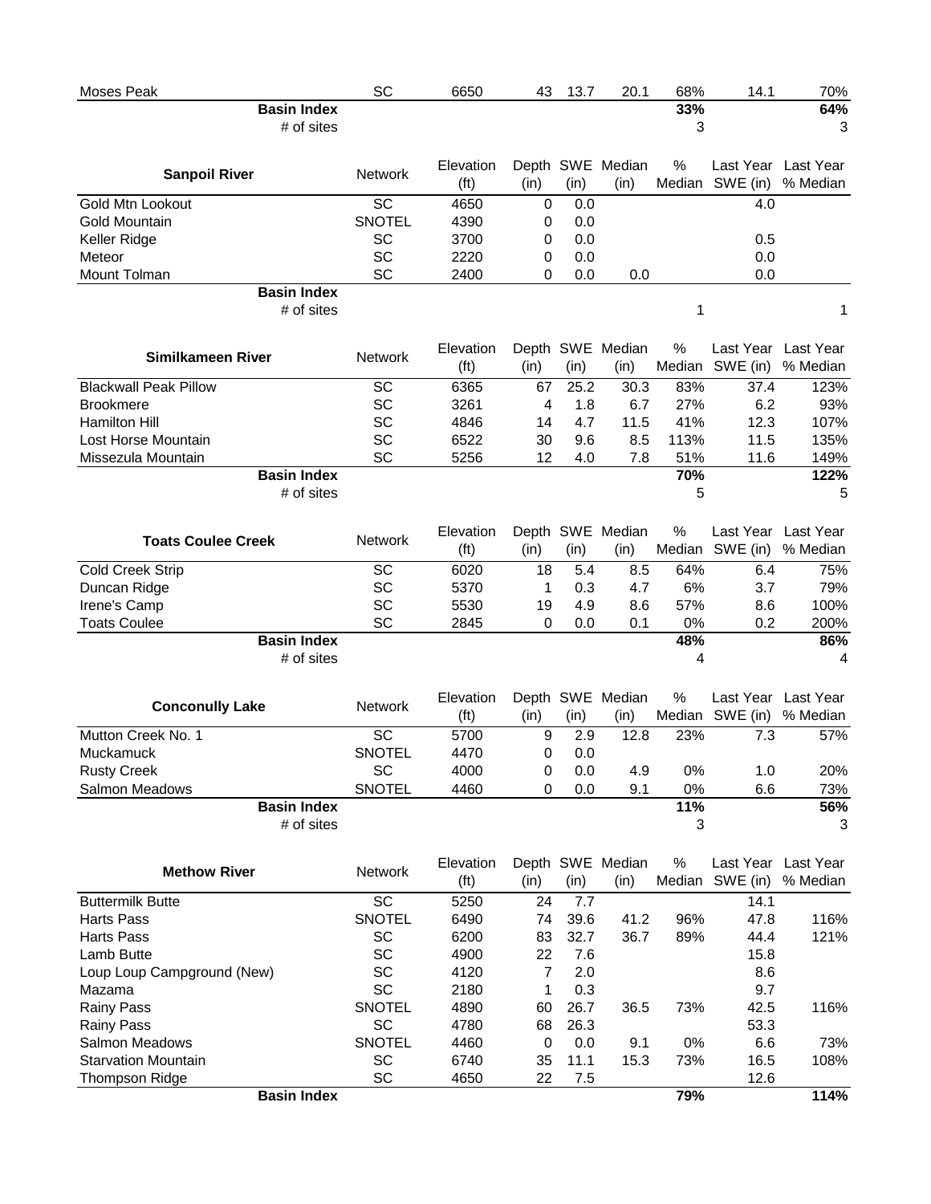| | | | | | | | | |
|---|---|---|---|---|---|---|---|---|
| Moses Peak | SC | 6650 | 43 | 13.7 | 20.1 | 68% | 14.1 | 70% |
| **Basin Index** | | | | | | **33%** | | **64%** |
| # of sites | | | | | | 3 | | 3 |

| **Sanpoil River** | Network | Elevation (ft) | Depth (in) | SWE (in) | Median (in) | % Median | Last Year SWE (in) | Last Year % Median |
|---|---|---|---|---|---|---|---|---|
| Gold Mtn Lookout | SC | 4650 | 0 | 0.0 | | | 4.0 | |
| Gold Mountain | SNOTEL | 4390 | 0 | 0.0 | | | | |
| Keller Ridge | SC | 3700 | 0 | 0.0 | | | 0.5 | |
| Meteor | SC | 2220 | 0 | 0.0 | | | 0.0 | |
| Mount Tolman | SC | 2400 | 0 | 0.0 | 0.0 | | 0.0 | |
| **Basin Index** | | | | | | | | |
| # of sites | | | | | | 1 | | 1 |

| **Similkameen River** | Network | Elevation (ft) | Depth (in) | SWE (in) | Median (in) | % Median | Last Year SWE (in) | Last Year % Median |
|---|---|---|---|---|---|---|---|---|
| Blackwall Peak Pillow | SC | 6365 | 67 | 25.2 | 30.3 | 83% | 37.4 | 123% |
| Brookmere | SC | 3261 | 4 | 1.8 | 6.7 | 27% | 6.2 | 93% |
| Hamilton Hill | SC | 4846 | 14 | 4.7 | 11.5 | 41% | 12.3 | 107% |
| Lost Horse Mountain | SC | 6522 | 30 | 9.6 | 8.5 | 113% | 11.5 | 135% |
| Missezula Mountain | SC | 5256 | 12 | 4.0 | 7.8 | 51% | 11.6 | 149% |
| **Basin Index** | | | | | | **70%** | | **122%** |
| # of sites | | | | | | 5 | | 5 |

| **Toats Coulee Creek** | Network | Elevation (ft) | Depth (in) | SWE (in) | Median (in) | % Median | Last Year SWE (in) | Last Year % Median |
|---|---|---|---|---|---|---|---|---|
| Cold Creek Strip | SC | 6020 | 18 | 5.4 | 8.5 | 64% | 6.4 | 75% |
| Duncan Ridge | SC | 5370 | 1 | 0.3 | 4.7 | 6% | 3.7 | 79% |
| Irene's Camp | SC | 5530 | 19 | 4.9 | 8.6 | 57% | 8.6 | 100% |
| Toats Coulee | SC | 2845 | 0 | 0.0 | 0.1 | 0% | 0.2 | 200% |
| **Basin Index** | | | | | | **48%** | | **86%** |
| # of sites | | | | | | 4 | | 4 |

| **Conconully Lake** | Network | Elevation (ft) | Depth (in) | SWE (in) | Median (in) | % Median | Last Year SWE (in) | Last Year % Median |
|---|---|---|---|---|---|---|---|---|
| Mutton Creek No. 1 | SC | 5700 | 9 | 2.9 | 12.8 | 23% | 7.3 | 57% |
| Muckamuck | SNOTEL | 4470 | 0 | 0.0 | | | | |
| Rusty Creek | SC | 4000 | 0 | 0.0 | 4.9 | 0% | 1.0 | 20% |
| Salmon Meadows | SNOTEL | 4460 | 0 | 0.0 | 9.1 | 0% | 6.6 | 73% |
| **Basin Index** | | | | | | **11%** | | **56%** |
| # of sites | | | | | | 3 | | 3 |

| **Methow River** | Network | Elevation (ft) | Depth (in) | SWE (in) | Median (in) | % Median | Last Year SWE (in) | Last Year % Median |
|---|---|---|---|---|---|---|---|---|
| Buttermilk Butte | SC | 5250 | 24 | 7.7 | | | 14.1 | |
| Harts Pass | SNOTEL | 6490 | 74 | 39.6 | 41.2 | 96% | 47.8 | 116% |
| Harts Pass | SC | 6200 | 83 | 32.7 | 36.7 | 89% | 44.4 | 121% |
| Lamb Butte | SC | 4900 | 22 | 7.6 | | | 15.8 | |
| Loup Loup Campground (New) | SC | 4120 | 7 | 2.0 | | | 8.6 | |
| Mazama | SC | 2180 | 1 | 0.3 | | | 9.7 | |
| Rainy Pass | SNOTEL | 4890 | 60 | 26.7 | 36.5 | 73% | 42.5 | 116% |
| Rainy Pass | SC | 4780 | 68 | 26.3 | | | 53.3 | |
| Salmon Meadows | SNOTEL | 4460 | 0 | 0.0 | 9.1 | 0% | 6.6 | 73% |
| Starvation Mountain | SC | 6740 | 35 | 11.1 | 15.3 | 73% | 16.5 | 108% |
| Thompson Ridge | SC | 4650 | 22 | 7.5 | | | 12.6 | |
| **Basin Index** | | | | | | **79%** | | **114%** |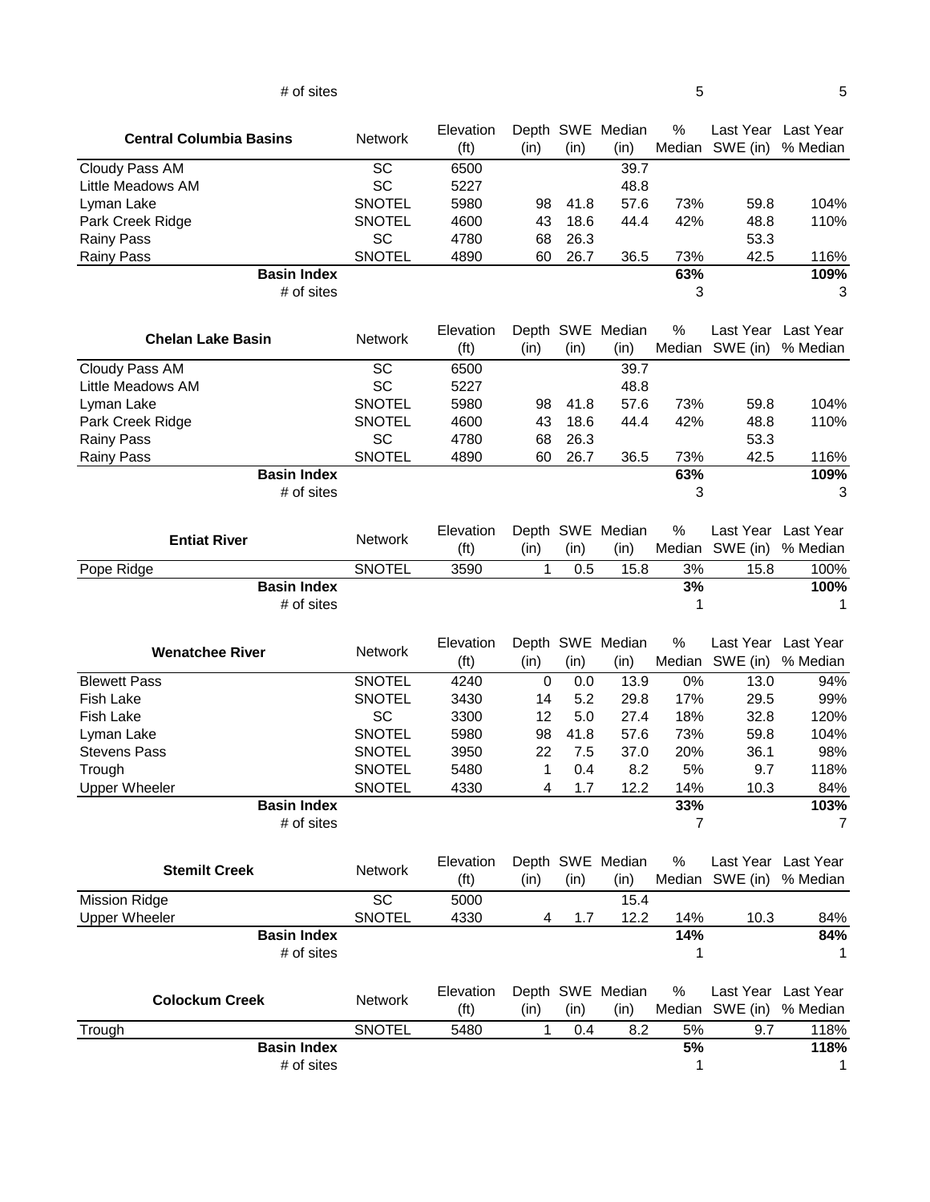| | | | | | | | | |
|---|---|---|---|---|---|---|---|---|
| # of sites | | | | | | 5 | | 5 |

| Central Columbia Basins | Network | Elevation (ft) | Depth (in) | SWE (in) | Median (in) | % Median | Last Year SWE (in) | Last Year % Median |
|---|---|---|---|---|---|---|---|---|
| Cloudy Pass AM | SC | 6500 | | | 39.7 | | | |
| Little Meadows AM | SC | 5227 | | | 48.8 | | | |
| Lyman Lake | SNOTEL | 5980 | 98 | 41.8 | 57.6 | 73% | 59.8 | 104% |
| Park Creek Ridge | SNOTEL | 4600 | 43 | 18.6 | 44.4 | 42% | 48.8 | 110% |
| Rainy Pass | SC | 4780 | 68 | 26.3 | | | 53.3 | |
| Rainy Pass | SNOTEL | 4890 | 60 | 26.7 | 36.5 | 73% | 42.5 | 116% |
| **Basin Index** | | | | | | **63%** | | **109%** |
| # of sites | | | | | | 3 | | 3 |

| Chelan Lake Basin | Network | Elevation (ft) | Depth (in) | SWE (in) | Median (in) | % Median | Last Year SWE (in) | Last Year % Median |
|---|---|---|---|---|---|---|---|---|
| Cloudy Pass AM | SC | 6500 | | | 39.7 | | | |
| Little Meadows AM | SC | 5227 | | | 48.8 | | | |
| Lyman Lake | SNOTEL | 5980 | 98 | 41.8 | 57.6 | 73% | 59.8 | 104% |
| Park Creek Ridge | SNOTEL | 4600 | 43 | 18.6 | 44.4 | 42% | 48.8 | 110% |
| Rainy Pass | SC | 4780 | 68 | 26.3 | | | 53.3 | |
| Rainy Pass | SNOTEL | 4890 | 60 | 26.7 | 36.5 | 73% | 42.5 | 116% |
| **Basin Index** | | | | | | **63%** | | **109%** |
| # of sites | | | | | | 3 | | 3 |

| Entiat River | Network | Elevation (ft) | Depth (in) | SWE (in) | Median (in) | % Median | Last Year SWE (in) | Last Year % Median |
|---|---|---|---|---|---|---|---|---|
| Pope Ridge | SNOTEL | 3590 | 1 | 0.5 | 15.8 | 3% | 15.8 | 100% |
| **Basin Index** | | | | | | **3%** | | **100%** |
| # of sites | | | | | | 1 | | 1 |

| Wenatchee River | Network | Elevation (ft) | Depth (in) | SWE (in) | Median (in) | % Median | Last Year SWE (in) | Last Year % Median |
|---|---|---|---|---|---|---|---|---|
| Blewett Pass | SNOTEL | 4240 | 0 | 0.0 | 13.9 | 0% | 13.0 | 94% |
| Fish Lake | SNOTEL | 3430 | 14 | 5.2 | 29.8 | 17% | 29.5 | 99% |
| Fish Lake | SC | 3300 | 12 | 5.0 | 27.4 | 18% | 32.8 | 120% |
| Lyman Lake | SNOTEL | 5980 | 98 | 41.8 | 57.6 | 73% | 59.8 | 104% |
| Stevens Pass | SNOTEL | 3950 | 22 | 7.5 | 37.0 | 20% | 36.1 | 98% |
| Trough | SNOTEL | 5480 | 1 | 0.4 | 8.2 | 5% | 9.7 | 118% |
| Upper Wheeler | SNOTEL | 4330 | 4 | 1.7 | 12.2 | 14% | 10.3 | 84% |
| **Basin Index** | | | | | | **33%** | | **103%** |
| # of sites | | | | | | 7 | | 7 |

| Stemilt Creek | Network | Elevation (ft) | Depth (in) | SWE (in) | Median (in) | % Median | Last Year SWE (in) | Last Year % Median |
|---|---|---|---|---|---|---|---|---|
| Mission Ridge | SC | 5000 | | | 15.4 | | | |
| Upper Wheeler | SNOTEL | 4330 | 4 | 1.7 | 12.2 | 14% | 10.3 | 84% |
| **Basin Index** | | | | | | **14%** | | **84%** |
| # of sites | | | | | | 1 | | 1 |

| Colockum Creek | Network | Elevation (ft) | Depth (in) | SWE (in) | Median (in) | % Median | Last Year SWE (in) | Last Year % Median |
|---|---|---|---|---|---|---|---|---|
| Trough | SNOTEL | 5480 | 1 | 0.4 | 8.2 | 5% | 9.7 | 118% |
| **Basin Index** | | | | | | **5%** | | **118%** |
| # of sites | | | | | | 1 | | 1 |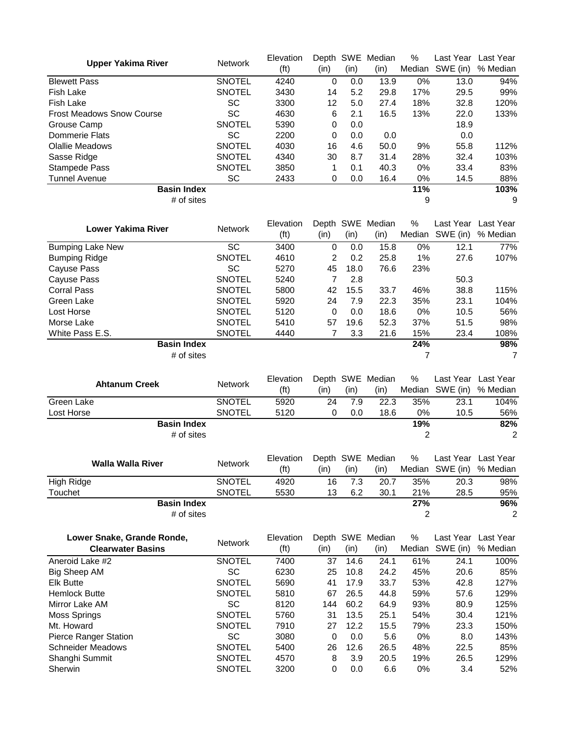| Upper Yakima River | Network | Elevation (ft) | Depth (in) | SWE (in) | Median (in) | % Median | Last Year SWE (in) | Last Year % Median |
|---|---|---|---|---|---|---|---|---|
| Blewett Pass | SNOTEL | 4240 | 0 | 0.0 | 13.9 | 0% | 13.0 | 94% |
| Fish Lake | SNOTEL | 3430 | 14 | 5.2 | 29.8 | 17% | 29.5 | 99% |
| Fish Lake | SC | 3300 | 12 | 5.0 | 27.4 | 18% | 32.8 | 120% |
| Frost Meadows Snow Course | SC | 4630 | 6 | 2.1 | 16.5 | 13% | 22.0 | 133% |
| Grouse Camp | SNOTEL | 5390 | 0 | 0.0 | | | 18.9 | |
| Dommerie Flats | SC | 2200 | 0 | 0.0 | 0.0 | | 0.0 | |
| Olallie Meadows | SNOTEL | 4030 | 16 | 4.6 | 50.0 | 9% | 55.8 | 112% |
| Sasse Ridge | SNOTEL | 4340 | 30 | 8.7 | 31.4 | 28% | 32.4 | 103% |
| Stampede Pass | SNOTEL | 3850 | 1 | 0.1 | 40.3 | 0% | 33.4 | 83% |
| Tunnel Avenue | SC | 2433 | 0 | 0.0 | 16.4 | 0% | 14.5 | 88% |
| **Basin Index** | | | | | | **11%** | | **103%** |
| # of sites | | | | | | 9 | | 9 |

| Lower Yakima River | Network | Elevation (ft) | Depth (in) | SWE (in) | Median (in) | % Median | Last Year SWE (in) | Last Year % Median |
|---|---|---|---|---|---|---|---|---|
| Bumping Lake New | SC | 3400 | 0 | 0.0 | 15.8 | 0% | 12.1 | 77% |
| Bumping Ridge | SNOTEL | 4610 | 2 | 0.2 | 25.8 | 1% | 27.6 | 107% |
| Cayuse Pass | SC | 5270 | 45 | 18.0 | 76.6 | 23% | | |
| Cayuse Pass | SNOTEL | 5240 | 7 | 2.8 | | | 50.3 | |
| Corral Pass | SNOTEL | 5800 | 42 | 15.5 | 33.7 | 46% | 38.8 | 115% |
| Green Lake | SNOTEL | 5920 | 24 | 7.9 | 22.3 | 35% | 23.1 | 104% |
| Lost Horse | SNOTEL | 5120 | 0 | 0.0 | 18.6 | 0% | 10.5 | 56% |
| Morse Lake | SNOTEL | 5410 | 57 | 19.6 | 52.3 | 37% | 51.5 | 98% |
| White Pass E.S. | SNOTEL | 4440 | 7 | 3.3 | 21.6 | 15% | 23.4 | 108% |
| **Basin Index** | | | | | | **24%** | | **98%** |
| # of sites | | | | | | 7 | | 7 |

| Ahtanum Creek | Network | Elevation (ft) | Depth (in) | SWE (in) | Median (in) | % Median | Last Year SWE (in) | Last Year % Median |
|---|---|---|---|---|---|---|---|---|
| Green Lake | SNOTEL | 5920 | 24 | 7.9 | 22.3 | 35% | 23.1 | 104% |
| Lost Horse | SNOTEL | 5120 | 0 | 0.0 | 18.6 | 0% | 10.5 | 56% |
| **Basin Index** | | | | | | **19%** | | **82%** |
| # of sites | | | | | | 2 | | 2 |

| Walla Walla River | Network | Elevation (ft) | Depth (in) | SWE (in) | Median (in) | % Median | Last Year SWE (in) | Last Year % Median |
|---|---|---|---|---|---|---|---|---|
| High Ridge | SNOTEL | 4920 | 16 | 7.3 | 20.7 | 35% | 20.3 | 98% |
| Touchet | SNOTEL | 5530 | 13 | 6.2 | 30.1 | 21% | 28.5 | 95% |
| **Basin Index** | | | | | | **27%** | | **96%** |
| # of sites | | | | | | 2 | | 2 |

| Lower Snake, Grande Ronde, Clearwater Basins | Network | Elevation (ft) | Depth (in) | SWE (in) | Median (in) | % Median | Last Year SWE (in) | Last Year % Median |
|---|---|---|---|---|---|---|---|---|
| Aneroid Lake #2 | SNOTEL | 7400 | 37 | 14.6 | 24.1 | 61% | 24.1 | 100% |
| Big Sheep AM | SC | 6230 | 25 | 10.8 | 24.2 | 45% | 20.6 | 85% |
| Elk Butte | SNOTEL | 5690 | 41 | 17.9 | 33.7 | 53% | 42.8 | 127% |
| Hemlock Butte | SNOTEL | 5810 | 67 | 26.5 | 44.8 | 59% | 57.6 | 129% |
| Mirror Lake AM | SC | 8120 | 144 | 60.2 | 64.9 | 93% | 80.9 | 125% |
| Moss Springs | SNOTEL | 5760 | 31 | 13.5 | 25.1 | 54% | 30.4 | 121% |
| Mt. Howard | SNOTEL | 7910 | 27 | 12.2 | 15.5 | 79% | 23.3 | 150% |
| Pierce Ranger Station | SC | 3080 | 0 | 0.0 | 5.6 | 0% | 8.0 | 143% |
| Schneider Meadows | SNOTEL | 5400 | 26 | 12.6 | 26.5 | 48% | 22.5 | 85% |
| Shanghi Summit | SNOTEL | 4570 | 8 | 3.9 | 20.5 | 19% | 26.5 | 129% |
| Sherwin | SNOTEL | 3200 | 0 | 0.0 | 6.6 | 0% | 3.4 | 52% |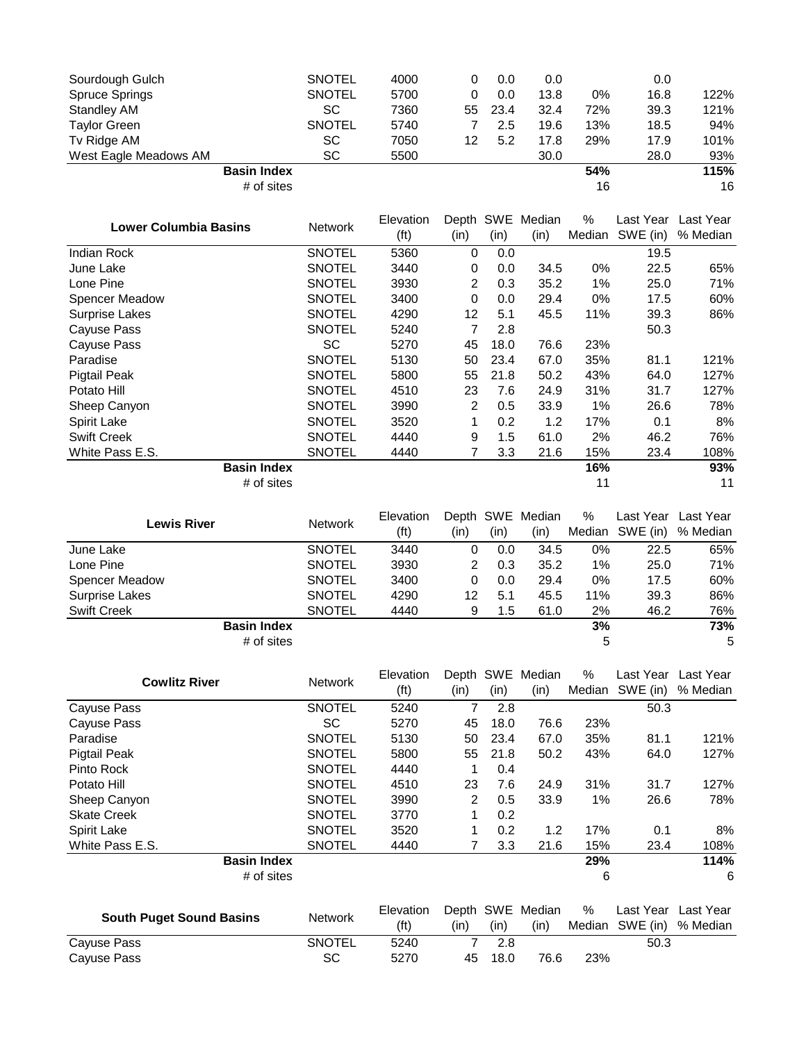| | | | | | | | | |
|---|---|---|---|---|---|---|---|---|
| Sourdough Gulch | SNOTEL | 4000 | 0 | 0.0 | 0.0 | | 0.0 | |
| Spruce Springs | SNOTEL | 5700 | 0 | 0.0 | 13.8 | 0% | 16.8 | 122% |
| Standley AM | SC | 7360 | 55 | 23.4 | 32.4 | 72% | 39.3 | 121% |
| Taylor Green | SNOTEL | 5740 | 7 | 2.5 | 19.6 | 13% | 18.5 | 94% |
| Tv Ridge AM | SC | 7050 | 12 | 5.2 | 17.8 | 29% | 17.9 | 101% |
| West Eagle Meadows AM | SC | 5500 | | | 30.0 | | 28.0 | 93% |
| **Basin Index** | | | | | | **54%** | | **115%** |
| # of sites | | | | | | 16 | | 16 |

| Lower Columbia Basins | Network | Elevation (ft) | Depth (in) | SWE (in) | Median (in) | % Median | Last Year SWE (in) | Last Year % Median |
|---|---|---|---|---|---|---|---|---|
| Indian Rock | SNOTEL | 5360 | 0 | 0.0 | | | 19.5 | |
| June Lake | SNOTEL | 3440 | 0 | 0.0 | 34.5 | 0% | 22.5 | 65% |
| Lone Pine | SNOTEL | 3930 | 2 | 0.3 | 35.2 | 1% | 25.0 | 71% |
| Spencer Meadow | SNOTEL | 3400 | 0 | 0.0 | 29.4 | 0% | 17.5 | 60% |
| Surprise Lakes | SNOTEL | 4290 | 12 | 5.1 | 45.5 | 11% | 39.3 | 86% |
| Cayuse Pass | SNOTEL | 5240 | 7 | 2.8 | | | 50.3 | |
| Cayuse Pass | SC | 5270 | 45 | 18.0 | 76.6 | 23% | | |
| Paradise | SNOTEL | 5130 | 50 | 23.4 | 67.0 | 35% | 81.1 | 121% |
| Pigtail Peak | SNOTEL | 5800 | 55 | 21.8 | 50.2 | 43% | 64.0 | 127% |
| Potato Hill | SNOTEL | 4510 | 23 | 7.6 | 24.9 | 31% | 31.7 | 127% |
| Sheep Canyon | SNOTEL | 3990 | 2 | 0.5 | 33.9 | 1% | 26.6 | 78% |
| Spirit Lake | SNOTEL | 3520 | 1 | 0.2 | 1.2 | 17% | 0.1 | 8% |
| Swift Creek | SNOTEL | 4440 | 9 | 1.5 | 61.0 | 2% | 46.2 | 76% |
| White Pass E.S. | SNOTEL | 4440 | 7 | 3.3 | 21.6 | 15% | 23.4 | 108% |
| **Basin Index** | | | | | | **16%** | | **93%** |
| # of sites | | | | | | 11 | | 11 |

| Lewis River | Network | Elevation (ft) | Depth (in) | SWE (in) | Median (in) | % Median | Last Year SWE (in) | Last Year % Median |
|---|---|---|---|---|---|---|---|---|
| June Lake | SNOTEL | 3440 | 0 | 0.0 | 34.5 | 0% | 22.5 | 65% |
| Lone Pine | SNOTEL | 3930 | 2 | 0.3 | 35.2 | 1% | 25.0 | 71% |
| Spencer Meadow | SNOTEL | 3400 | 0 | 0.0 | 29.4 | 0% | 17.5 | 60% |
| Surprise Lakes | SNOTEL | 4290 | 12 | 5.1 | 45.5 | 11% | 39.3 | 86% |
| Swift Creek | SNOTEL | 4440 | 9 | 1.5 | 61.0 | 2% | 46.2 | 76% |
| **Basin Index** | | | | | | **3%** | | **73%** |
| # of sites | | | | | | 5 | | 5 |

| Cowlitz River | Network | Elevation (ft) | Depth (in) | SWE (in) | Median (in) | % Median | Last Year SWE (in) | Last Year % Median |
|---|---|---|---|---|---|---|---|---|
| Cayuse Pass | SNOTEL | 5240 | 7 | 2.8 | | | 50.3 | |
| Cayuse Pass | SC | 5270 | 45 | 18.0 | 76.6 | 23% | | |
| Paradise | SNOTEL | 5130 | 50 | 23.4 | 67.0 | 35% | 81.1 | 121% |
| Pigtail Peak | SNOTEL | 5800 | 55 | 21.8 | 50.2 | 43% | 64.0 | 127% |
| Pinto Rock | SNOTEL | 4440 | 1 | 0.4 | | | | |
| Potato Hill | SNOTEL | 4510 | 23 | 7.6 | 24.9 | 31% | 31.7 | 127% |
| Sheep Canyon | SNOTEL | 3990 | 2 | 0.5 | 33.9 | 1% | 26.6 | 78% |
| Skate Creek | SNOTEL | 3770 | 1 | 0.2 | | | | |
| Spirit Lake | SNOTEL | 3520 | 1 | 0.2 | 1.2 | 17% | 0.1 | 8% |
| White Pass E.S. | SNOTEL | 4440 | 7 | 3.3 | 21.6 | 15% | 23.4 | 108% |
| **Basin Index** | | | | | | **29%** | | **114%** |
| # of sites | | | | | | 6 | | 6 |

| South Puget Sound Basins | Network | Elevation (ft) | Depth (in) | SWE (in) | Median (in) | % Median | Last Year SWE (in) | Last Year % Median |
|---|---|---|---|---|---|---|---|---|
| Cayuse Pass | SNOTEL | 5240 | 7 | 2.8 | | | 50.3 | |
| Cayuse Pass | SC | 5270 | 45 | 18.0 | 76.6 | 23% | | |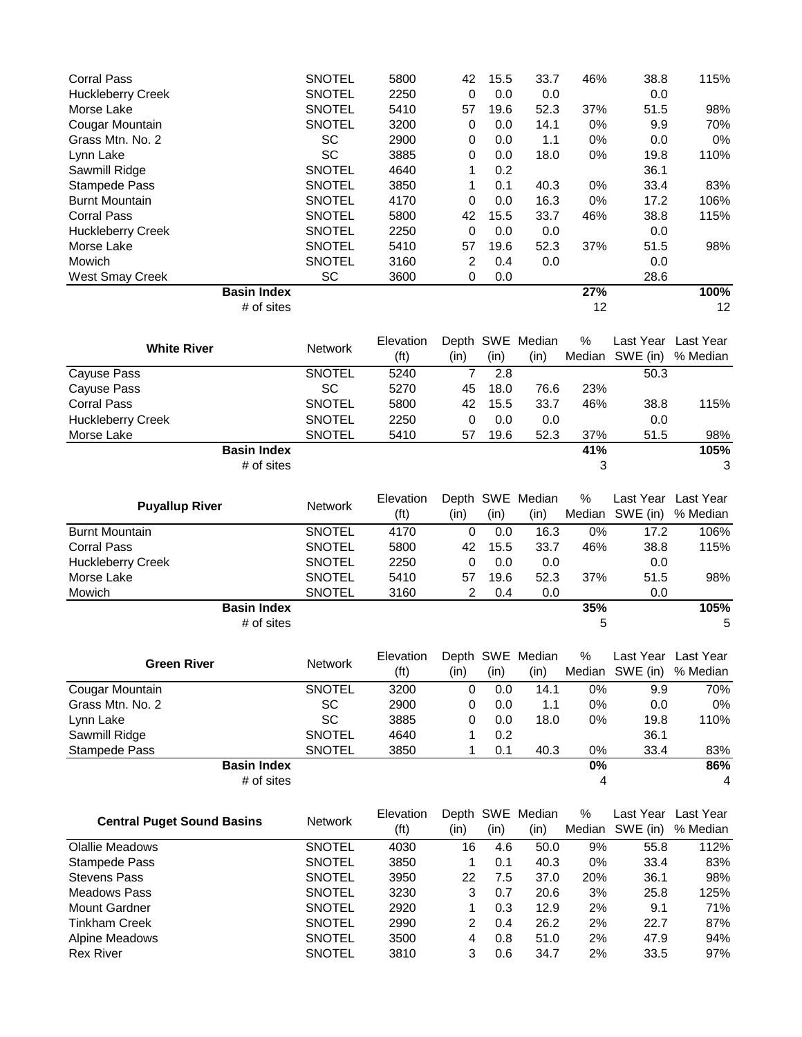| | | | | | | | | |
|---|---|---|---|---|---|---|---|---|
| Corral Pass | SNOTEL | 5800 | 42 | 15.5 | 33.7 | 46% | 38.8 | 115% |
| Huckleberry Creek | SNOTEL | 2250 | 0 | 0.0 | 0.0 | | 0.0 | |
| Morse Lake | SNOTEL | 5410 | 57 | 19.6 | 52.3 | 37% | 51.5 | 98% |
| Cougar Mountain | SNOTEL | 3200 | 0 | 0.0 | 14.1 | 0% | 9.9 | 70% |
| Grass Mtn. No. 2 | SC | 2900 | 0 | 0.0 | 1.1 | 0% | 0.0 | 0% |
| Lynn Lake | SC | 3885 | 0 | 0.0 | 18.0 | 0% | 19.8 | 110% |
| Sawmill Ridge | SNOTEL | 4640 | 1 | 0.2 | | | 36.1 | |
| Stampede Pass | SNOTEL | 3850 | 1 | 0.1 | 40.3 | 0% | 33.4 | 83% |
| Burnt Mountain | SNOTEL | 4170 | 0 | 0.0 | 16.3 | 0% | 17.2 | 106% |
| Corral Pass | SNOTEL | 5800 | 42 | 15.5 | 33.7 | 46% | 38.8 | 115% |
| Huckleberry Creek | SNOTEL | 2250 | 0 | 0.0 | 0.0 | | 0.0 | |
| Morse Lake | SNOTEL | 5410 | 57 | 19.6 | 52.3 | 37% | 51.5 | 98% |
| Mowich | SNOTEL | 3160 | 2 | 0.4 | 0.0 | | 0.0 | |
| West Smay Creek | SC | 3600 | 0 | 0.0 | | | 28.6 | |
| **Basin Index** | | | | | | **27%** | | **100%** |
| # of sites | | | | | | 12 | | 12 |

| White River | Network | Elevation (ft) | Depth (in) | SWE (in) | Median (in) | % Median | Last Year SWE (in) | Last Year % Median |
|---|---|---|---|---|---|---|---|---|
| Cayuse Pass | SNOTEL | 5240 | 7 | 2.8 | | | 50.3 | |
| Cayuse Pass | SC | 5270 | 45 | 18.0 | 76.6 | 23% | | |
| Corral Pass | SNOTEL | 5800 | 42 | 15.5 | 33.7 | 46% | 38.8 | 115% |
| Huckleberry Creek | SNOTEL | 2250 | 0 | 0.0 | 0.0 | | 0.0 | |
| Morse Lake | SNOTEL | 5410 | 57 | 19.6 | 52.3 | 37% | 51.5 | 98% |
| **Basin Index** | | | | | | **41%** | | **105%** |
| # of sites | | | | | | 3 | | 3 |

| Puyallup River | Network | Elevation (ft) | Depth (in) | SWE (in) | Median (in) | % Median | Last Year SWE (in) | Last Year % Median |
|---|---|---|---|---|---|---|---|---|
| Burnt Mountain | SNOTEL | 4170 | 0 | 0.0 | 16.3 | 0% | 17.2 | 106% |
| Corral Pass | SNOTEL | 5800 | 42 | 15.5 | 33.7 | 46% | 38.8 | 115% |
| Huckleberry Creek | SNOTEL | 2250 | 0 | 0.0 | 0.0 | | 0.0 | |
| Morse Lake | SNOTEL | 5410 | 57 | 19.6 | 52.3 | 37% | 51.5 | 98% |
| Mowich | SNOTEL | 3160 | 2 | 0.4 | 0.0 | | 0.0 | |
| **Basin Index** | | | | | | **35%** | | **105%** |
| # of sites | | | | | | 5 | | 5 |

| Green River | Network | Elevation (ft) | Depth (in) | SWE (in) | Median (in) | % Median | Last Year SWE (in) | Last Year % Median |
|---|---|---|---|---|---|---|---|---|
| Cougar Mountain | SNOTEL | 3200 | 0 | 0.0 | 14.1 | 0% | 9.9 | 70% |
| Grass Mtn. No. 2 | SC | 2900 | 0 | 0.0 | 1.1 | 0% | 0.0 | 0% |
| Lynn Lake | SC | 3885 | 0 | 0.0 | 18.0 | 0% | 19.8 | 110% |
| Sawmill Ridge | SNOTEL | 4640 | 1 | 0.2 | | | 36.1 | |
| Stampede Pass | SNOTEL | 3850 | 1 | 0.1 | 40.3 | 0% | 33.4 | 83% |
| **Basin Index** | | | | | | **0%** | | **86%** |
| # of sites | | | | | | 4 | | 4 |

| Central Puget Sound Basins | Network | Elevation (ft) | Depth (in) | SWE (in) | Median (in) | % Median | Last Year SWE (in) | Last Year % Median |
|---|---|---|---|---|---|---|---|---|
| Olallie Meadows | SNOTEL | 4030 | 16 | 4.6 | 50.0 | 9% | 55.8 | 112% |
| Stampede Pass | SNOTEL | 3850 | 1 | 0.1 | 40.3 | 0% | 33.4 | 83% |
| Stevens Pass | SNOTEL | 3950 | 22 | 7.5 | 37.0 | 20% | 36.1 | 98% |
| Meadows Pass | SNOTEL | 3230 | 3 | 0.7 | 20.6 | 3% | 25.8 | 125% |
| Mount Gardner | SNOTEL | 2920 | 1 | 0.3 | 12.9 | 2% | 9.1 | 71% |
| Tinkham Creek | SNOTEL | 2990 | 2 | 0.4 | 26.2 | 2% | 22.7 | 87% |
| Alpine Meadows | SNOTEL | 3500 | 4 | 0.8 | 51.0 | 2% | 47.9 | 94% |
| Rex River | SNOTEL | 3810 | 3 | 0.6 | 34.7 | 2% | 33.5 | 97% |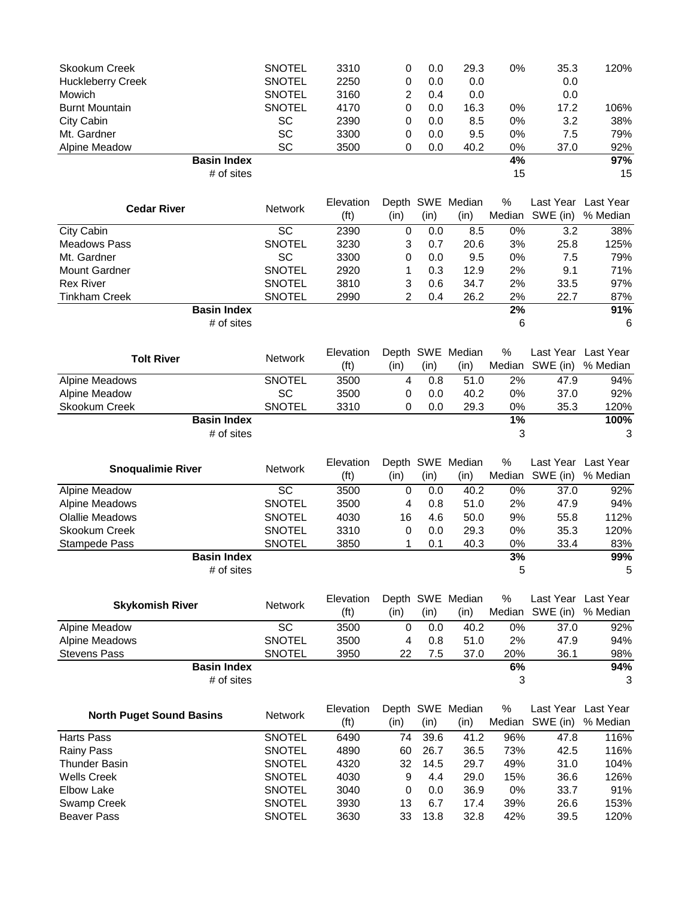| | | | | | | | | |
|---|---|---|---|---|---|---|---|---|
| Skookum Creek | SNOTEL | 3310 | 0 | 0.0 | 29.3 | 0% | 35.3 | 120% |
| Huckleberry Creek | SNOTEL | 2250 | 0 | 0.0 | 0.0 | | 0.0 | |
| Mowich | SNOTEL | 3160 | 2 | 0.4 | 0.0 | | 0.0 | |
| Burnt Mountain | SNOTEL | 4170 | 0 | 0.0 | 16.3 | 0% | 17.2 | 106% |
| City Cabin | SC | 2390 | 0 | 0.0 | 8.5 | 0% | 3.2 | 38% |
| Mt. Gardner | SC | 3300 | 0 | 0.0 | 9.5 | 0% | 7.5 | 79% |
| Alpine Meadow | SC | 3500 | 0 | 0.0 | 40.2 | 0% | 37.0 | 92% |
| **Basin Index** | | | | | | **4%** | | **97%** |
| # of sites | | | | | | 15 | | 15 |

| **Cedar River** | Network | Elevation (ft) | Depth (in) | SWE (in) | Median (in) | % Median | Last Year SWE (in) | Last Year % Median |
|---|---|---|---|---|---|---|---|---|
| City Cabin | SC | 2390 | 0 | 0.0 | 8.5 | 0% | 3.2 | 38% |
| Meadows Pass | SNOTEL | 3230 | 3 | 0.7 | 20.6 | 3% | 25.8 | 125% |
| Mt. Gardner | SC | 3300 | 0 | 0.0 | 9.5 | 0% | 7.5 | 79% |
| Mount Gardner | SNOTEL | 2920 | 1 | 0.3 | 12.9 | 2% | 9.1 | 71% |
| Rex River | SNOTEL | 3810 | 3 | 0.6 | 34.7 | 2% | 33.5 | 97% |
| Tinkham Creek | SNOTEL | 2990 | 2 | 0.4 | 26.2 | 2% | 22.7 | 87% |
| **Basin Index** | | | | | | **2%** | | **91%** |
| # of sites | | | | | | 6 | | 6 |

| **Tolt River** | Network | Elevation (ft) | Depth (in) | SWE (in) | Median (in) | % Median | Last Year SWE (in) | Last Year % Median |
|---|---|---|---|---|---|---|---|---|
| Alpine Meadows | SNOTEL | 3500 | 4 | 0.8 | 51.0 | 2% | 47.9 | 94% |
| Alpine Meadow | SC | 3500 | 0 | 0.0 | 40.2 | 0% | 37.0 | 92% |
| Skookum Creek | SNOTEL | 3310 | 0 | 0.0 | 29.3 | 0% | 35.3 | 120% |
| **Basin Index** | | | | | | **1%** | | **100%** |
| # of sites | | | | | | 3 | | 3 |

| **Snoqualimie River** | Network | Elevation (ft) | Depth (in) | SWE (in) | Median (in) | % Median | Last Year SWE (in) | Last Year % Median |
|---|---|---|---|---|---|---|---|---|
| Alpine Meadow | SC | 3500 | 0 | 0.0 | 40.2 | 0% | 37.0 | 92% |
| Alpine Meadows | SNOTEL | 3500 | 4 | 0.8 | 51.0 | 2% | 47.9 | 94% |
| Olallie Meadows | SNOTEL | 4030 | 16 | 4.6 | 50.0 | 9% | 55.8 | 112% |
| Skookum Creek | SNOTEL | 3310 | 0 | 0.0 | 29.3 | 0% | 35.3 | 120% |
| Stampede Pass | SNOTEL | 3850 | 1 | 0.1 | 40.3 | 0% | 33.4 | 83% |
| **Basin Index** | | | | | | **3%** | | **99%** |
| # of sites | | | | | | 5 | | 5 |

| **Skykomish River** | Network | Elevation (ft) | Depth (in) | SWE (in) | Median (in) | % Median | Last Year SWE (in) | Last Year % Median |
|---|---|---|---|---|---|---|---|---|
| Alpine Meadow | SC | 3500 | 0 | 0.0 | 40.2 | 0% | 37.0 | 92% |
| Alpine Meadows | SNOTEL | 3500 | 4 | 0.8 | 51.0 | 2% | 47.9 | 94% |
| Stevens Pass | SNOTEL | 3950 | 22 | 7.5 | 37.0 | 20% | 36.1 | 98% |
| **Basin Index** | | | | | | **6%** | | **94%** |
| # of sites | | | | | | 3 | | 3 |

| **North Puget Sound Basins** | Network | Elevation (ft) | Depth (in) | SWE (in) | Median (in) | % Median | Last Year SWE (in) | Last Year % Median |
|---|---|---|---|---|---|---|---|---|
| Harts Pass | SNOTEL | 6490 | 74 | 39.6 | 41.2 | 96% | 47.8 | 116% |
| Rainy Pass | SNOTEL | 4890 | 60 | 26.7 | 36.5 | 73% | 42.5 | 116% |
| Thunder Basin | SNOTEL | 4320 | 32 | 14.5 | 29.7 | 49% | 31.0 | 104% |
| Wells Creek | SNOTEL | 4030 | 9 | 4.4 | 29.0 | 15% | 36.6 | 126% |
| Elbow Lake | SNOTEL | 3040 | 0 | 0.0 | 36.9 | 0% | 33.7 | 91% |
| Swamp Creek | SNOTEL | 3930 | 13 | 6.7 | 17.4 | 39% | 26.6 | 153% |
| Beaver Pass | SNOTEL | 3630 | 33 | 13.8 | 32.8 | 42% | 39.5 | 120% |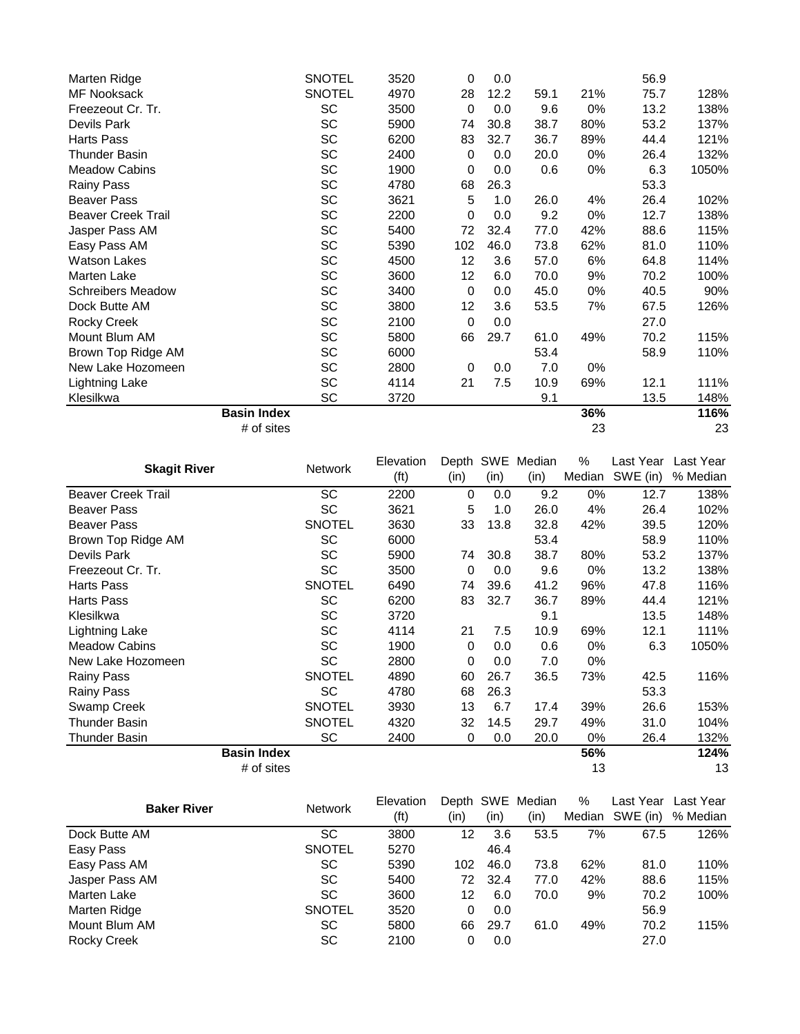| | | | | | | | | |
|---|---|---|---|---|---|---|---|---|
| Marten Ridge | SNOTEL | 3520 | 0 | 0.0 | | | 56.9 | |
| MF Nooksack | SNOTEL | 4970 | 28 | 12.2 | 59.1 | 21% | 75.7 | 128% |
| Freezeout Cr. Tr. | SC | 3500 | 0 | 0.0 | 9.6 | 0% | 13.2 | 138% |
| Devils Park | SC | 5900 | 74 | 30.8 | 38.7 | 80% | 53.2 | 137% |
| Harts Pass | SC | 6200 | 83 | 32.7 | 36.7 | 89% | 44.4 | 121% |
| Thunder Basin | SC | 2400 | 0 | 0.0 | 20.0 | 0% | 26.4 | 132% |
| Meadow Cabins | SC | 1900 | 0 | 0.0 | 0.6 | 0% | 6.3 | 1050% |
| Rainy Pass | SC | 4780 | 68 | 26.3 | | | 53.3 | |
| Beaver Pass | SC | 3621 | 5 | 1.0 | 26.0 | 4% | 26.4 | 102% |
| Beaver Creek Trail | SC | 2200 | 0 | 0.0 | 9.2 | 0% | 12.7 | 138% |
| Jasper Pass AM | SC | 5400 | 72 | 32.4 | 77.0 | 42% | 88.6 | 115% |
| Easy Pass AM | SC | 5390 | 102 | 46.0 | 73.8 | 62% | 81.0 | 110% |
| Watson Lakes | SC | 4500 | 12 | 3.6 | 57.0 | 6% | 64.8 | 114% |
| Marten Lake | SC | 3600 | 12 | 6.0 | 70.0 | 9% | 70.2 | 100% |
| Schreibers Meadow | SC | 3400 | 0 | 0.0 | 45.0 | 0% | 40.5 | 90% |
| Dock Butte AM | SC | 3800 | 12 | 3.6 | 53.5 | 7% | 67.5 | 126% |
| Rocky Creek | SC | 2100 | 0 | 0.0 | | | 27.0 | |
| Mount Blum AM | SC | 5800 | 66 | 29.7 | 61.0 | 49% | 70.2 | 115% |
| Brown Top Ridge AM | SC | 6000 | | | 53.4 | | 58.9 | 110% |
| New Lake Hozomeen | SC | 2800 | 0 | 0.0 | 7.0 | 0% | | |
| Lightning Lake | SC | 4114 | 21 | 7.5 | 10.9 | 69% | 12.1 | 111% |
| Klesilkwa | SC | 3720 | | | 9.1 | | 13.5 | 148% |
| **Basin Index** | | | | | | **36%** | | **116%** |
| # of sites | | | | | | 23 | | 23 |

| Skagit River | Network | Elevation (ft) | Depth (in) | SWE (in) | Median (in) | % Median | Last Year SWE (in) | Last Year % Median |
|---|---|---|---|---|---|---|---|---|
| Beaver Creek Trail | SC | 2200 | 0 | 0.0 | 9.2 | 0% | 12.7 | 138% |
| Beaver Pass | SC | 3621 | 5 | 1.0 | 26.0 | 4% | 26.4 | 102% |
| Beaver Pass | SNOTEL | 3630 | 33 | 13.8 | 32.8 | 42% | 39.5 | 120% |
| Brown Top Ridge AM | SC | 6000 | | | 53.4 | | 58.9 | 110% |
| Devils Park | SC | 5900 | 74 | 30.8 | 38.7 | 80% | 53.2 | 137% |
| Freezeout Cr. Tr. | SC | 3500 | 0 | 0.0 | 9.6 | 0% | 13.2 | 138% |
| Harts Pass | SNOTEL | 6490 | 74 | 39.6 | 41.2 | 96% | 47.8 | 116% |
| Harts Pass | SC | 6200 | 83 | 32.7 | 36.7 | 89% | 44.4 | 121% |
| Klesilkwa | SC | 3720 | | | 9.1 | | 13.5 | 148% |
| Lightning Lake | SC | 4114 | 21 | 7.5 | 10.9 | 69% | 12.1 | 111% |
| Meadow Cabins | SC | 1900 | 0 | 0.0 | 0.6 | 0% | 6.3 | 1050% |
| New Lake Hozomeen | SC | 2800 | 0 | 0.0 | 7.0 | 0% | | |
| Rainy Pass | SNOTEL | 4890 | 60 | 26.7 | 36.5 | 73% | 42.5 | 116% |
| Rainy Pass | SC | 4780 | 68 | 26.3 | | | 53.3 | |
| Swamp Creek | SNOTEL | 3930 | 13 | 6.7 | 17.4 | 39% | 26.6 | 153% |
| Thunder Basin | SNOTEL | 4320 | 32 | 14.5 | 29.7 | 49% | 31.0 | 104% |
| Thunder Basin | SC | 2400 | 0 | 0.0 | 20.0 | 0% | 26.4 | 132% |
| **Basin Index** | | | | | | **56%** | | **124%** |
| # of sites | | | | | | 13 | | 13 |

| Baker River | Network | Elevation (ft) | Depth (in) | SWE (in) | Median (in) | % Median | Last Year SWE (in) | Last Year % Median |
|---|---|---|---|---|---|---|---|---|
| Dock Butte AM | SC | 3800 | 12 | 3.6 | 53.5 | 7% | 67.5 | 126% |
| Easy Pass | SNOTEL | 5270 | | 46.4 | | | | |
| Easy Pass AM | SC | 5390 | 102 | 46.0 | 73.8 | 62% | 81.0 | 110% |
| Jasper Pass AM | SC | 5400 | 72 | 32.4 | 77.0 | 42% | 88.6 | 115% |
| Marten Lake | SC | 3600 | 12 | 6.0 | 70.0 | 9% | 70.2 | 100% |
| Marten Ridge | SNOTEL | 3520 | 0 | 0.0 | | | 56.9 | |
| Mount Blum AM | SC | 5800 | 66 | 29.7 | 61.0 | 49% | 70.2 | 115% |
| Rocky Creek | SC | 2100 | 0 | 0.0 | | | 27.0 | |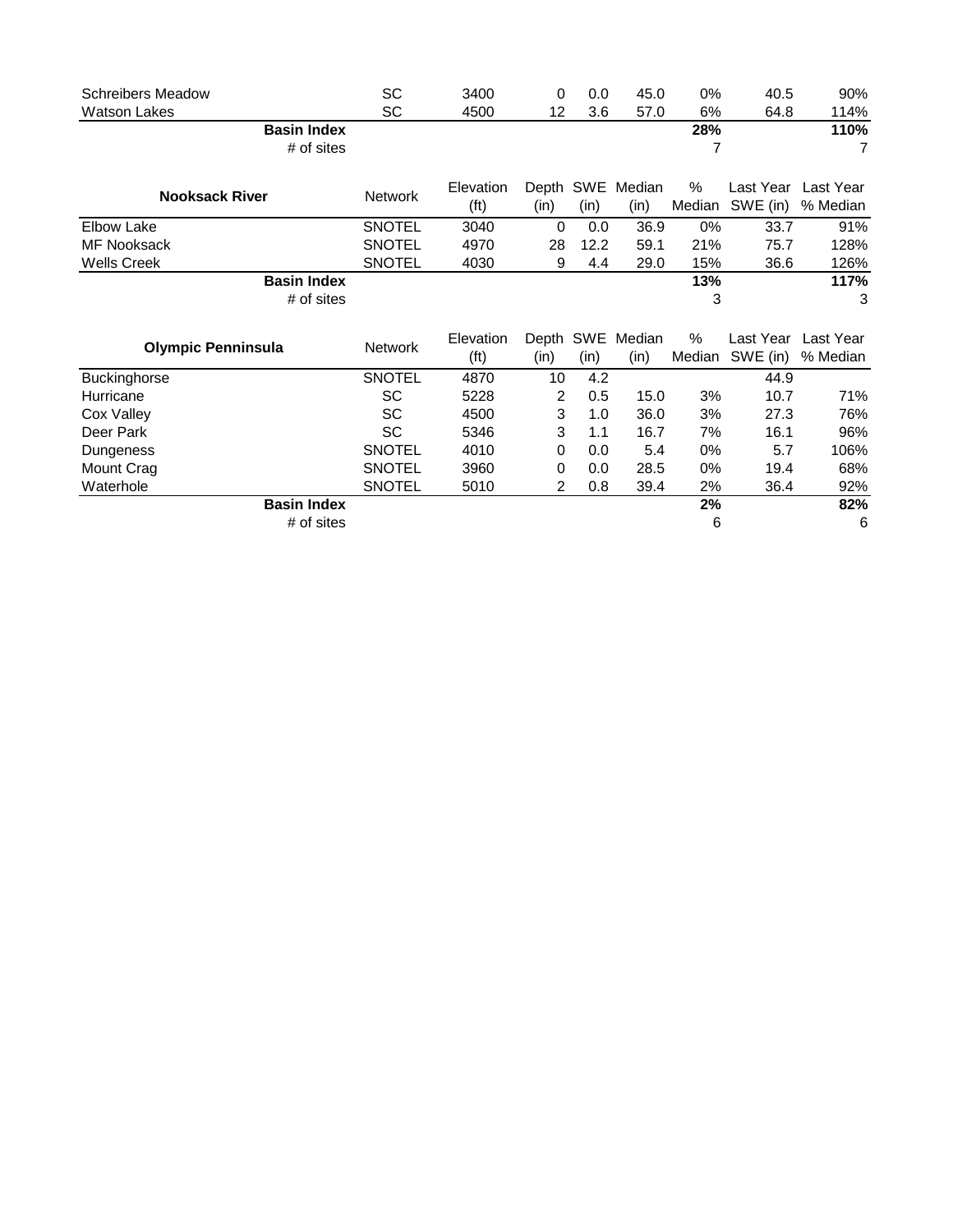| | | | | | | | | |
|---|---|---|---|---|---|---|---|---|
| Schreibers Meadow | SC | 3400 | 0 | 0.0 | 45.0 | 0% | 40.5 | 90% |
| Watson Lakes | SC | 4500 | 12 | 3.6 | 57.0 | 6% | 64.8 | 114% |
| **Basin Index** | | | | | | **28%** | | **110%** |
| # of sites | | | | | | 7 | | 7 |

| Nooksack River | Network | Elevation (ft) | Depth (in) | SWE (in) | Median (in) | % Median | Last Year SWE (in) | Last Year % Median |
|---|---|---|---|---|---|---|---|---|
| Elbow Lake | SNOTEL | 3040 | 0 | 0.0 | 36.9 | 0% | 33.7 | 91% |
| MF Nooksack | SNOTEL | 4970 | 28 | 12.2 | 59.1 | 21% | 75.7 | 128% |
| Wells Creek | SNOTEL | 4030 | 9 | 4.4 | 29.0 | 15% | 36.6 | 126% |
| **Basin Index** | | | | | | **13%** | | **117%** |
| # of sites | | | | | | 3 | | 3 |

| Olympic Penninsula | Network | Elevation (ft) | Depth (in) | SWE (in) | Median (in) | % Median | Last Year SWE (in) | Last Year % Median |
|---|---|---|---|---|---|---|---|---|
| Buckinghorse | SNOTEL | 4870 | 10 | 4.2 | | | 44.9 | |
| Hurricane | SC | 5228 | 2 | 0.5 | 15.0 | 3% | 10.7 | 71% |
| Cox Valley | SC | 4500 | 3 | 1.0 | 36.0 | 3% | 27.3 | 76% |
| Deer Park | SC | 5346 | 3 | 1.1 | 16.7 | 7% | 16.1 | 96% |
| Dungeness | SNOTEL | 4010 | 0 | 0.0 | 5.4 | 0% | 5.7 | 106% |
| Mount Crag | SNOTEL | 3960 | 0 | 0.0 | 28.5 | 0% | 19.4 | 68% |
| Waterhole | SNOTEL | 5010 | 2 | 0.8 | 39.4 | 2% | 36.4 | 92% |
| **Basin Index** | | | | | | **2%** | | **82%** |
| # of sites | | | | | | 6 | | 6 |